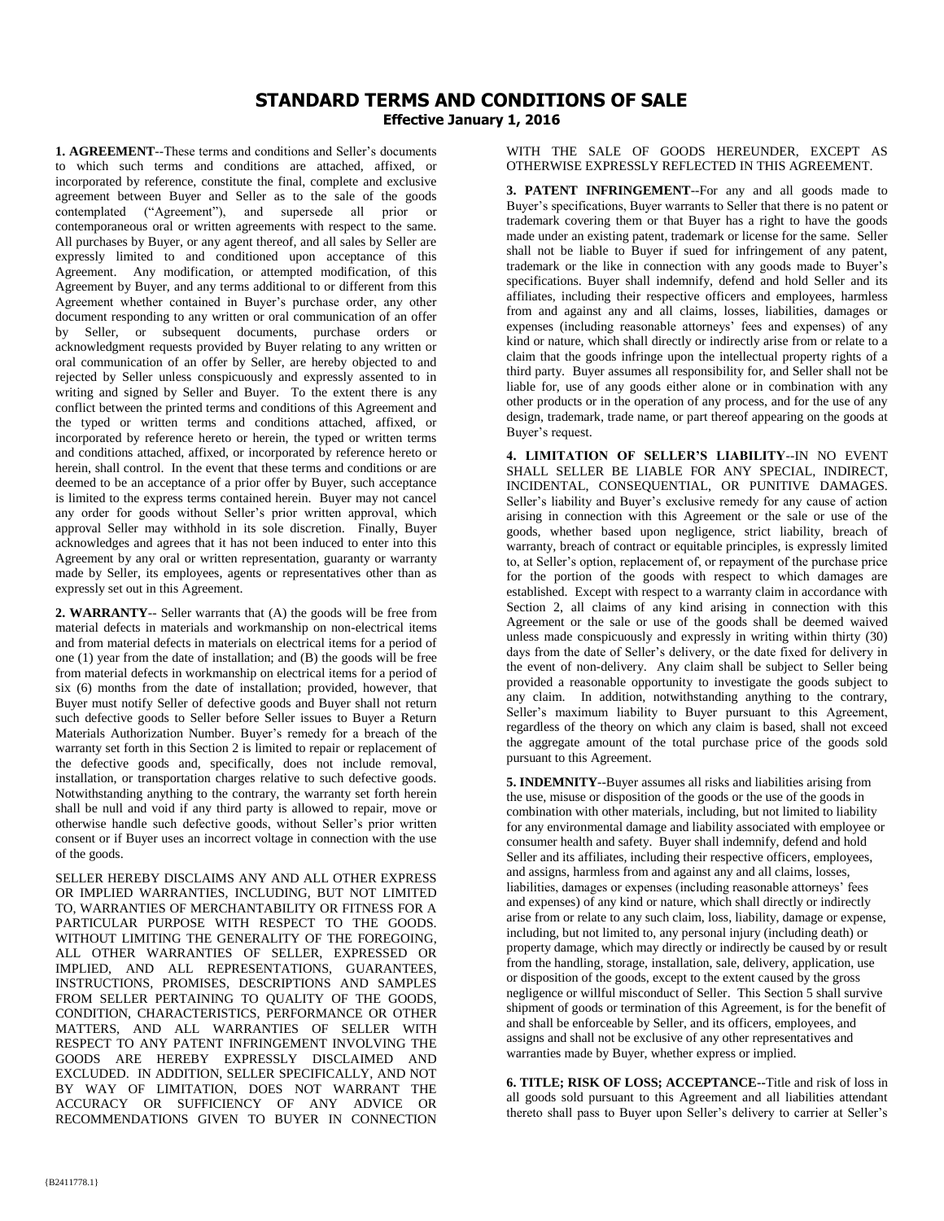# STANDARD TERMS AND CONDITIONS OF SALE

**Effective January 1, 2016**

**1. AGREEMENT**--These terms and conditions and Seller's documents to which such terms and conditions are attached, affixed, or incorporated by reference, constitute the final, complete and exclusive agreement between Buyer and Seller as to the sale of the goods contemplated ("Agreement"), and supersede all prior or contemporaneous oral or written agreements with respect to the same. All purchases by Buyer, or any agent thereof, and all sales by Seller are expressly limited to and conditioned upon acceptance of this Agreement. Any modification, or attempted modification, of this Agreement by Buyer, and any terms additional to or different from this Agreement whether contained in Buyer's purchase order, any other document responding to any written or oral communication of an offer by Seller, or subsequent documents, purchase orders or acknowledgment requests provided by Buyer relating to any written or oral communication of an offer by Seller, are hereby objected to and rejected by Seller unless conspicuously and expressly assented to in writing and signed by Seller and Buyer. To the extent there is any conflict between the printed terms and conditions of this Agreement and the typed or written terms and conditions attached, affixed, or incorporated by reference hereto or herein, the typed or written terms and conditions attached, affixed, or incorporated by reference hereto or herein, shall control. In the event that these terms and conditions or are deemed to be an acceptance of a prior offer by Buyer, such acceptance is limited to the express terms contained herein. Buyer may not cancel any order for goods without Seller's prior written approval, which approval Seller may withhold in its sole discretion. Finally, Buyer acknowledges and agrees that it has not been induced to enter into this Agreement by any oral or written representation, guaranty or warranty made by Seller, its employees, agents or representatives other than as expressly set out in this Agreement.

**2. WARRANTY**-- Seller warrants that (A) the goods will be free from material defects in materials and workmanship on non-electrical items and from material defects in materials on electrical items for a period of one (1) year from the date of installation; and (B) the goods will be free from material defects in workmanship on electrical items for a period of six (6) months from the date of installation; provided, however, that Buyer must notify Seller of defective goods and Buyer shall not return such defective goods to Seller before Seller issues to Buyer a Return Materials Authorization Number. Buyer's remedy for a breach of the warranty set forth in this Section 2 is limited to repair or replacement of the defective goods and, specifically, does not include removal, installation, or transportation charges relative to such defective goods. Notwithstanding anything to the contrary, the warranty set forth herein shall be null and void if any third party is allowed to repair, move or otherwise handle such defective goods, without Seller's prior written consent or if Buyer uses an incorrect voltage in connection with the use of the goods.

SELLER HEREBY DISCLAIMS ANY AND ALL OTHER EXPRESS OR IMPLIED WARRANTIES, INCLUDING, BUT NOT LIMITED TO, WARRANTIES OF MERCHANTABILITY OR FITNESS FOR A PARTICULAR PURPOSE WITH RESPECT TO THE GOODS. WITHOUT LIMITING THE GENERALITY OF THE FOREGOING, ALL OTHER WARRANTIES OF SELLER, EXPRESSED OR IMPLIED, AND ALL REPRESENTATIONS, GUARANTEES, INSTRUCTIONS, PROMISES, DESCRIPTIONS AND SAMPLES FROM SELLER PERTAINING TO QUALITY OF THE GOODS, CONDITION, CHARACTERISTICS, PERFORMANCE OR OTHER MATTERS, AND ALL WARRANTIES OF SELLER WITH RESPECT TO ANY PATENT INFRINGEMENT INVOLVING THE GOODS ARE HEREBY EXPRESSLY DISCLAIMED AND EXCLUDED. IN ADDITION, SELLER SPECIFICALLY, AND NOT BY WAY OF LIMITATION, DOES NOT WARRANT THE ACCURACY OR SUFFICIENCY OF ANY ADVICE OR RECOMMENDATIONS GIVEN TO BUYER IN CONNECTION WITH THE SALE OF GOODS HEREUNDER, EXCEPT AS OTHERWISE EXPRESSLY REFLECTED IN THIS AGREEMENT.

**3. PATENT INFRINGEMENT**--For any and all goods made to Buyer's specifications, Buyer warrants to Seller that there is no patent or trademark covering them or that Buyer has a right to have the goods made under an existing patent, trademark or license for the same. Seller shall not be liable to Buyer if sued for infringement of any patent, trademark or the like in connection with any goods made to Buyer's specifications. Buyer shall indemnify, defend and hold Seller and its affiliates, including their respective officers and employees, harmless from and against any and all claims, losses, liabilities, damages or expenses (including reasonable attorneys' fees and expenses) of any kind or nature, which shall directly or indirectly arise from or relate to a claim that the goods infringe upon the intellectual property rights of a third party. Buyer assumes all responsibility for, and Seller shall not be liable for, use of any goods either alone or in combination with any other products or in the operation of any process, and for the use of any design, trademark, trade name, or part thereof appearing on the goods at Buyer's request.

**4. LIMITATION OF SELLER'S LIABILITY**--IN NO EVENT SHALL SELLER BE LIABLE FOR ANY SPECIAL, INDIRECT, INCIDENTAL, CONSEQUENTIAL, OR PUNITIVE DAMAGES. Seller's liability and Buyer's exclusive remedy for any cause of action arising in connection with this Agreement or the sale or use of the goods, whether based upon negligence, strict liability, breach of warranty, breach of contract or equitable principles, is expressly limited to, at Seller's option, replacement of, or repayment of the purchase price for the portion of the goods with respect to which damages are established. Except with respect to a warranty claim in accordance with Section 2, all claims of any kind arising in connection with this Agreement or the sale or use of the goods shall be deemed waived unless made conspicuously and expressly in writing within thirty (30) days from the date of Seller's delivery, or the date fixed for delivery in the event of non-delivery. Any claim shall be subject to Seller being provided a reasonable opportunity to investigate the goods subject to any claim. In addition, notwithstanding anything to the contrary, Seller's maximum liability to Buyer pursuant to this Agreement, regardless of the theory on which any claim is based, shall not exceed the aggregate amount of the total purchase price of the goods sold pursuant to this Agreement.

**5. INDEMNITY**--Buyer assumes all risks and liabilities arising from the use, misuse or disposition of the goods or the use of the goods in combination with other materials, including, but not limited to liability for any environmental damage and liability associated with employee or consumer health and safety. Buyer shall indemnify, defend and hold Seller and its affiliates, including their respective officers, employees, and assigns, harmless from and against any and all claims, losses, liabilities, damages or expenses (including reasonable attorneys' fees and expenses) of any kind or nature, which shall directly or indirectly arise from or relate to any such claim, loss, liability, damage or expense, including, but not limited to, any personal injury (including death) or property damage, which may directly or indirectly be caused by or result from the handling, storage, installation, sale, delivery, application, use or disposition of the goods, except to the extent caused by the gross negligence or willful misconduct of Seller. This Section 5 shall survive shipment of goods or termination of this Agreement, is for the benefit of and shall be enforceable by Seller, and its officers, employees, and assigns and shall not be exclusive of any other representatives and warranties made by Buyer, whether express or implied.

**6. TITLE; RISK OF LOSS; ACCEPTANCE--**Title and risk of loss in all goods sold pursuant to this Agreement and all liabilities attendant thereto shall pass to Buyer upon Seller's delivery to carrier at Seller's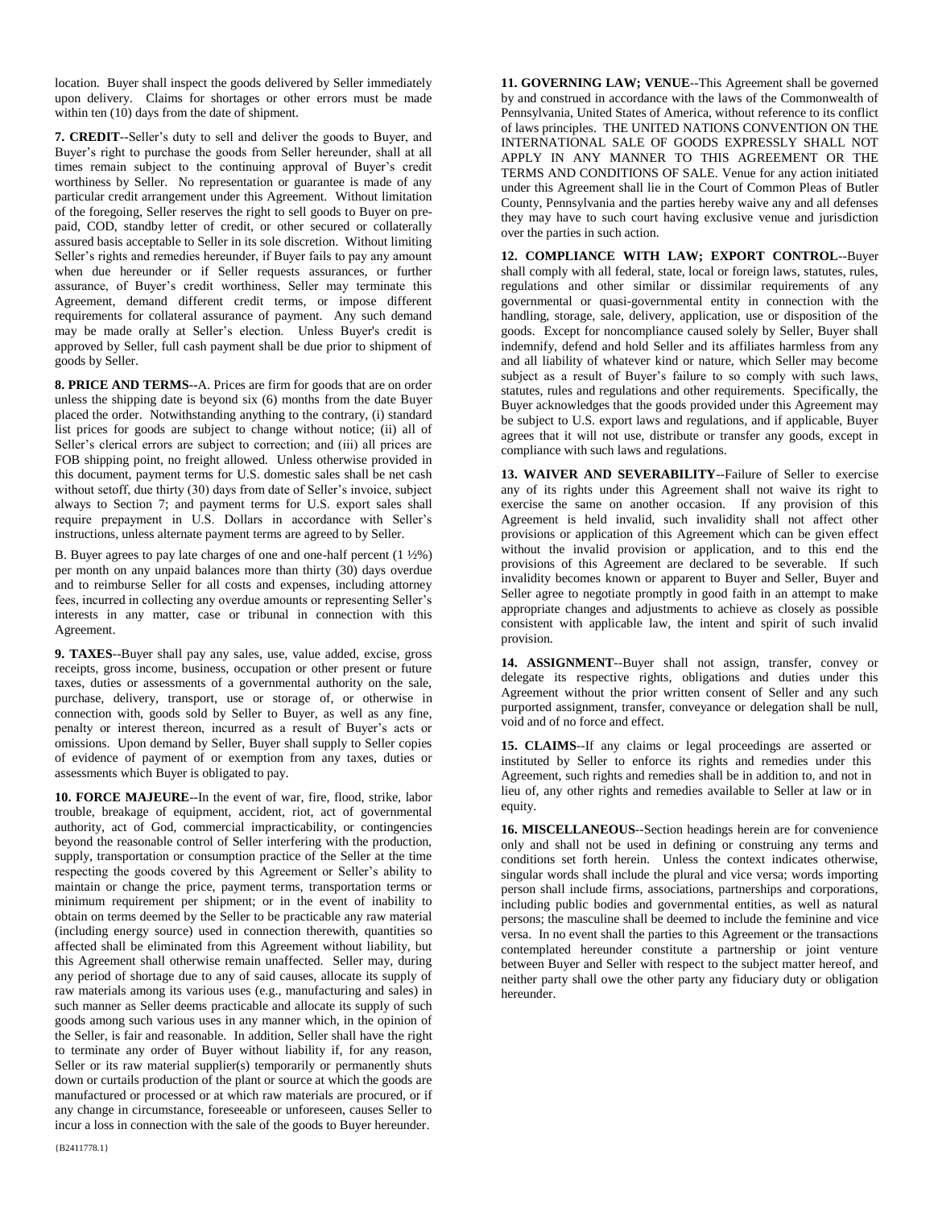location. Buyer shall inspect the goods delivered by Seller immediately upon delivery. Claims for shortages or other errors must be made within ten (10) days from the date of shipment.

**7. CREDIT**--Seller's duty to sell and deliver the goods to Buyer, and Buyer's right to purchase the goods from Seller hereunder, shall at all times remain subject to the continuing approval of Buyer's credit worthiness by Seller. No representation or guarantee is made of any particular credit arrangement under this Agreement. Without limitation of the foregoing, Seller reserves the right to sell goods to Buyer on pre-paid, COD, standby letter of credit, or other secured or collaterally assured basis acceptable to Seller in its sole discretion. Without limiting Seller's rights and remedies hereunder, if Buyer fails to pay any amount when due hereunder or if Seller requests assurances, or further assurance, of Buyer's credit worthiness, Seller may terminate this Agreement, demand different credit terms, or impose different requirements for collateral assurance of payment. Any such demand may be made orally at Seller's election. Unless Buyer's credit is approved by Seller, full cash payment shall be due prior to shipment of goods by Seller.

**8. PRICE AND TERMS--**A. Prices are firm for goods that are on order unless the shipping date is beyond six (6) months from the date Buyer placed the order. Notwithstanding anything to the contrary, (i) standard list prices for goods are subject to change without notice; (ii) all of Seller's clerical errors are subject to correction; and (iii) all prices are FOB shipping point, no freight allowed. Unless otherwise provided in this document, payment terms for U.S. domestic sales shall be net cash without setoff, due thirty (30) days from date of Seller's invoice, subject always to Section 7; and payment terms for U.S. export sales shall require prepayment in U.S. Dollars in accordance with Seller's instructions, unless alternate payment terms are agreed to by Seller.

B. Buyer agrees to pay late charges of one and one-half percent (1 ½%) per month on any unpaid balances more than thirty (30) days overdue and to reimburse Seller for all costs and expenses, including attorney fees, incurred in collecting any overdue amounts or representing Seller's interests in any matter, case or tribunal in connection with this Agreement.

**9. TAXES**--Buyer shall pay any sales, use, value added, excise, gross receipts, gross income, business, occupation or other present or future taxes, duties or assessments of a governmental authority on the sale, purchase, delivery, transport, use or storage of, or otherwise in connection with, goods sold by Seller to Buyer, as well as any fine, penalty or interest thereon, incurred as a result of Buyer's acts or omissions. Upon demand by Seller, Buyer shall supply to Seller copies of evidence of payment of or exemption from any taxes, duties or assessments which Buyer is obligated to pay.

**10. FORCE MAJEURE--**In the event of war, fire, flood, strike, labor trouble, breakage of equipment, accident, riot, act of governmental authority, act of God, commercial impracticability, or contingencies beyond the reasonable control of Seller interfering with the production, supply, transportation or consumption practice of the Seller at the time respecting the goods covered by this Agreement or Seller's ability to maintain or change the price, payment terms, transportation terms or minimum requirement per shipment; or in the event of inability to obtain on terms deemed by the Seller to be practicable any raw material (including energy source) used in connection therewith, quantities so affected shall be eliminated from this Agreement without liability, but this Agreement shall otherwise remain unaffected. Seller may, during any period of shortage due to any of said causes, allocate its supply of raw materials among its various uses (e.g., manufacturing and sales) in such manner as Seller deems practicable and allocate its supply of such goods among such various uses in any manner which, in the opinion of the Seller, is fair and reasonable. In addition, Seller shall have the right to terminate any order of Buyer without liability if, for any reason, Seller or its raw material supplier(s) temporarily or permanently shuts down or curtails production of the plant or source at which the goods are manufactured or processed or at which raw materials are procured, or if any change in circumstance, foreseeable or unforeseen, causes Seller to incur a loss in connection with the sale of the goods to Buyer hereunder.

**11. GOVERNING LAW; VENUE**--This Agreement shall be governed by and construed in accordance with the laws of the Commonwealth of Pennsylvania, United States of America, without reference to its conflict of laws principles. THE UNITED NATIONS CONVENTION ON THE INTERNATIONAL SALE OF GOODS EXPRESSLY SHALL NOT APPLY IN ANY MANNER TO THIS AGREEMENT OR THE TERMS AND CONDITIONS OF SALE. Venue for any action initiated under this Agreement shall lie in the Court of Common Pleas of Butler County, Pennsylvania and the parties hereby waive any and all defenses they may have to such court having exclusive venue and jurisdiction over the parties in such action.

**12. COMPLIANCE WITH LAW; EXPORT CONTROL**--Buyer shall comply with all federal, state, local or foreign laws, statutes, rules, regulations and other similar or dissimilar requirements of any governmental or quasi-governmental entity in connection with the handling, storage, sale, delivery, application, use or disposition of the goods. Except for noncompliance caused solely by Seller, Buyer shall indemnify, defend and hold Seller and its affiliates harmless from any and all liability of whatever kind or nature, which Seller may become subject as a result of Buyer's failure to so comply with such laws, statutes, rules and regulations and other requirements. Specifically, the Buyer acknowledges that the goods provided under this Agreement may be subject to U.S. export laws and regulations, and if applicable, Buyer agrees that it will not use, distribute or transfer any goods, except in compliance with such laws and regulations.

**13. WAIVER AND SEVERABILITY**--Failure of Seller to exercise any of its rights under this Agreement shall not waive its right to exercise the same on another occasion. If any provision of this Agreement is held invalid, such invalidity shall not affect other provisions or application of this Agreement which can be given effect without the invalid provision or application, and to this end the provisions of this Agreement are declared to be severable. If such invalidity becomes known or apparent to Buyer and Seller, Buyer and Seller agree to negotiate promptly in good faith in an attempt to make appropriate changes and adjustments to achieve as closely as possible consistent with applicable law, the intent and spirit of such invalid provision.

**14. ASSIGNMENT**--Buyer shall not assign, transfer, convey or delegate its respective rights, obligations and duties under this Agreement without the prior written consent of Seller and any such purported assignment, transfer, conveyance or delegation shall be null, void and of no force and effect.

**15. CLAIMS**--If any claims or legal proceedings are asserted or instituted by Seller to enforce its rights and remedies under this Agreement, such rights and remedies shall be in addition to, and not in lieu of, any other rights and remedies available to Seller at law or in equity.

**16. MISCELLANEOUS**--Section headings herein are for convenience only and shall not be used in defining or construing any terms and conditions set forth herein. Unless the context indicates otherwise, singular words shall include the plural and vice versa; words importing person shall include firms, associations, partnerships and corporations, including public bodies and governmental entities, as well as natural persons; the masculine shall be deemed to include the feminine and vice versa. In no event shall the parties to this Agreement or the transactions contemplated hereunder constitute a partnership or joint venture between Buyer and Seller with respect to the subject matter hereof, and neither party shall owe the other party any fiduciary duty or obligation hereunder.

{B2411778.1}